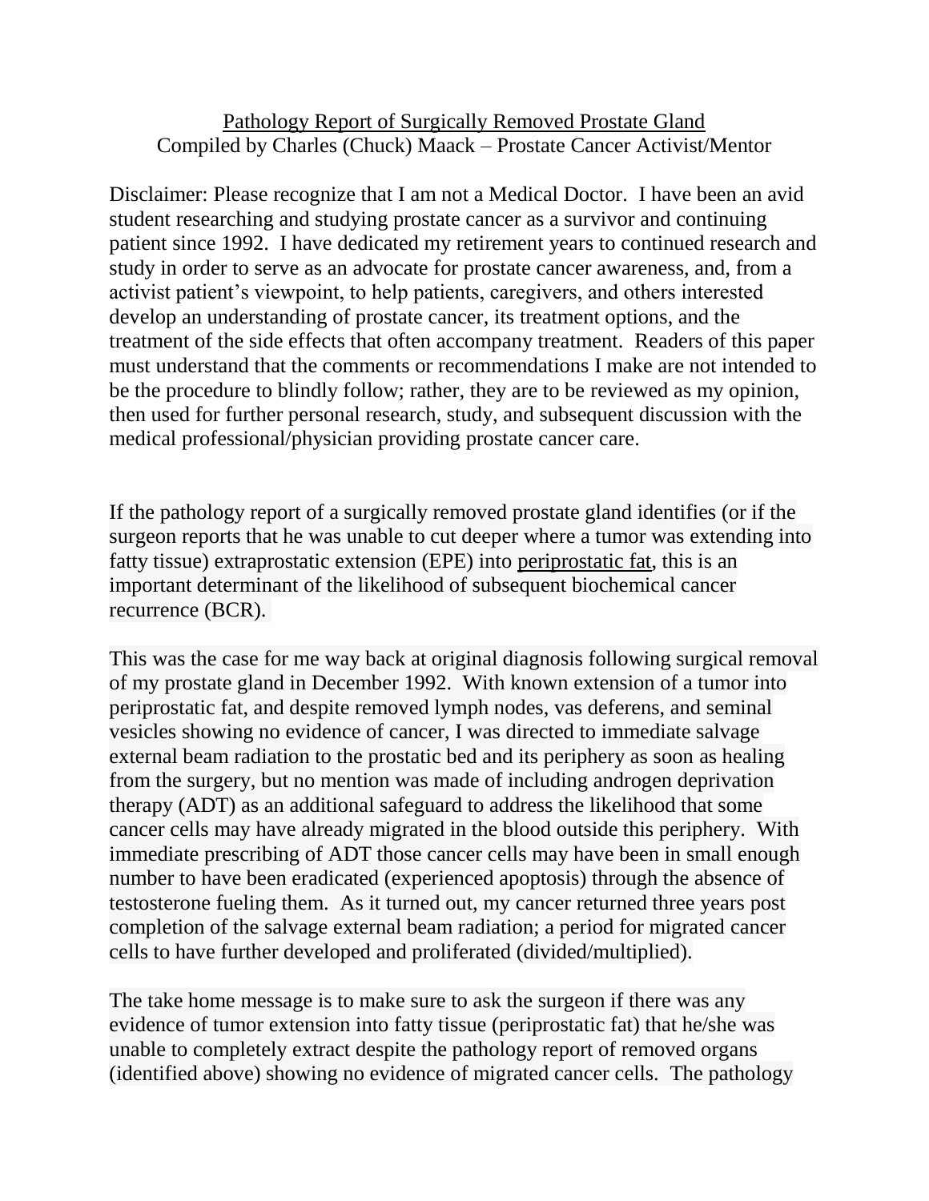<u>Pathology Report of Surgically Removed Prostate Gland</u>
Compiled by Charles (Chuck) Maack – Prostate Cancer Activist/Mentor

Disclaimer: Please recognize that I am not a Medical Doctor. I have been an avid student researching and studying prostate cancer as a survivor and continuing patient since 1992. I have dedicated my retirement years to continued research and study in order to serve as an advocate for prostate cancer awareness, and, from a activist patient's viewpoint, to help patients, caregivers, and others interested develop an understanding of prostate cancer, its treatment options, and the treatment of the side effects that often accompany treatment. Readers of this paper must understand that the comments or recommendations I make are not intended to be the procedure to blindly follow; rather, they are to be reviewed as my opinion, then used for further personal research, study, and subsequent discussion with the medical professional/physician providing prostate cancer care.

If the pathology report of a surgically removed prostate gland identifies (or if the surgeon reports that he was unable to cut deeper where a tumor was extending into fatty tissue) extraprostatic extension (EPE) into <u>periprostatic fat</u>, this is an important determinant of the likelihood of subsequent biochemical cancer recurrence (BCR).

This was the case for me way back at original diagnosis following surgical removal of my prostate gland in December 1992. With known extension of a tumor into periprostatic fat, and despite removed lymph nodes, vas deferens, and seminal vesicles showing no evidence of cancer, I was directed to immediate salvage external beam radiation to the prostatic bed and its periphery as soon as healing from the surgery, but no mention was made of including androgen deprivation therapy (ADT) as an additional safeguard to address the likelihood that some cancer cells may have already migrated in the blood outside this periphery. With immediate prescribing of ADT those cancer cells may have been in small enough number to have been eradicated (experienced apoptosis) through the absence of testosterone fueling them. As it turned out, my cancer returned three years post completion of the salvage external beam radiation; a period for migrated cancer cells to have further developed and proliferated (divided/multiplied).

The take home message is to make sure to ask the surgeon if there was any evidence of tumor extension into fatty tissue (periprostatic fat) that he/she was unable to completely extract despite the pathology report of removed organs (identified above) showing no evidence of migrated cancer cells. The pathology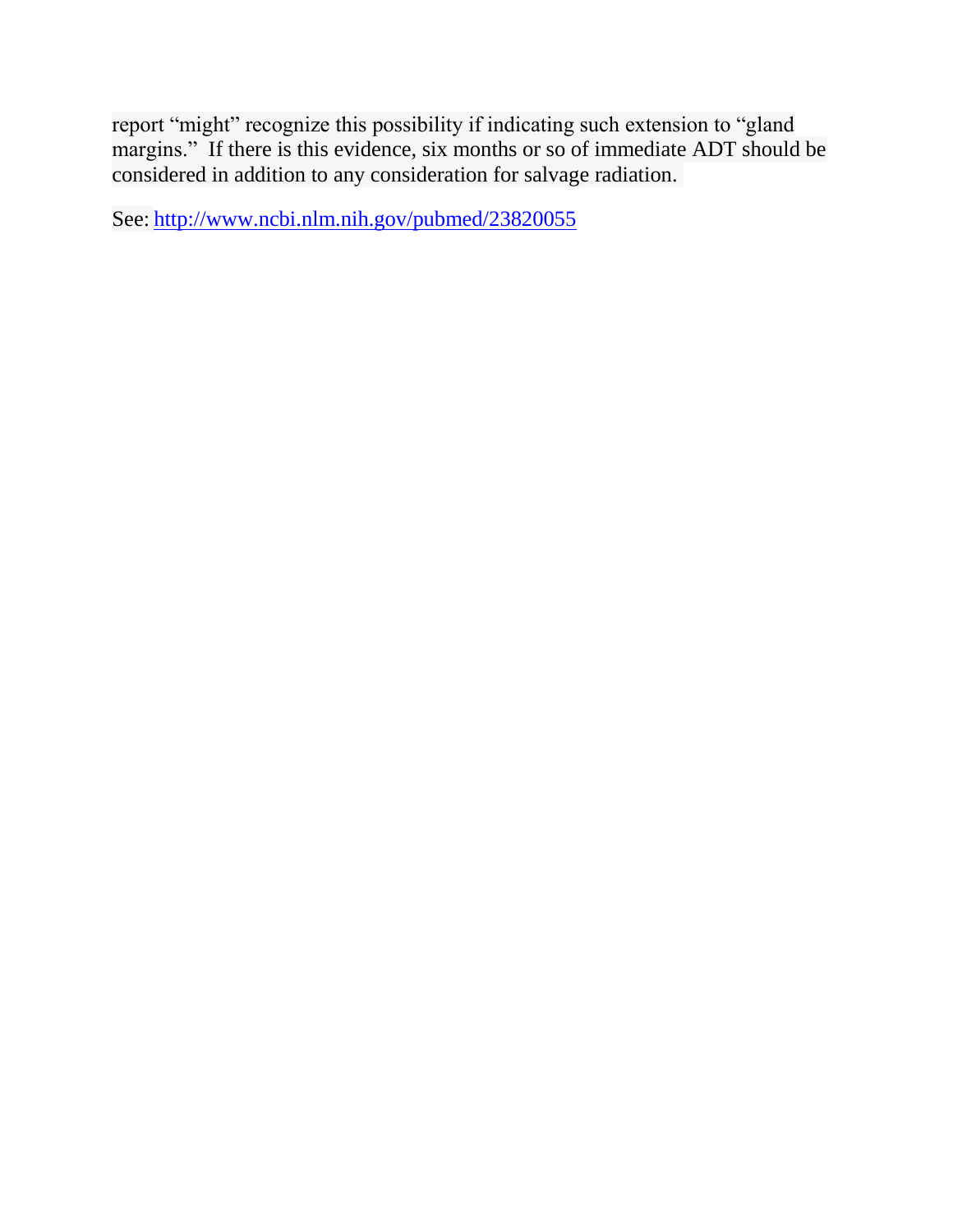report “might” recognize this possibility if indicating such extension to “gland margins.” If there is this evidence, six months or so of immediate ADT should be considered in addition to any consideration for salvage radiation.

See: http://www.ncbi.nlm.nih.gov/pubmed/23820055